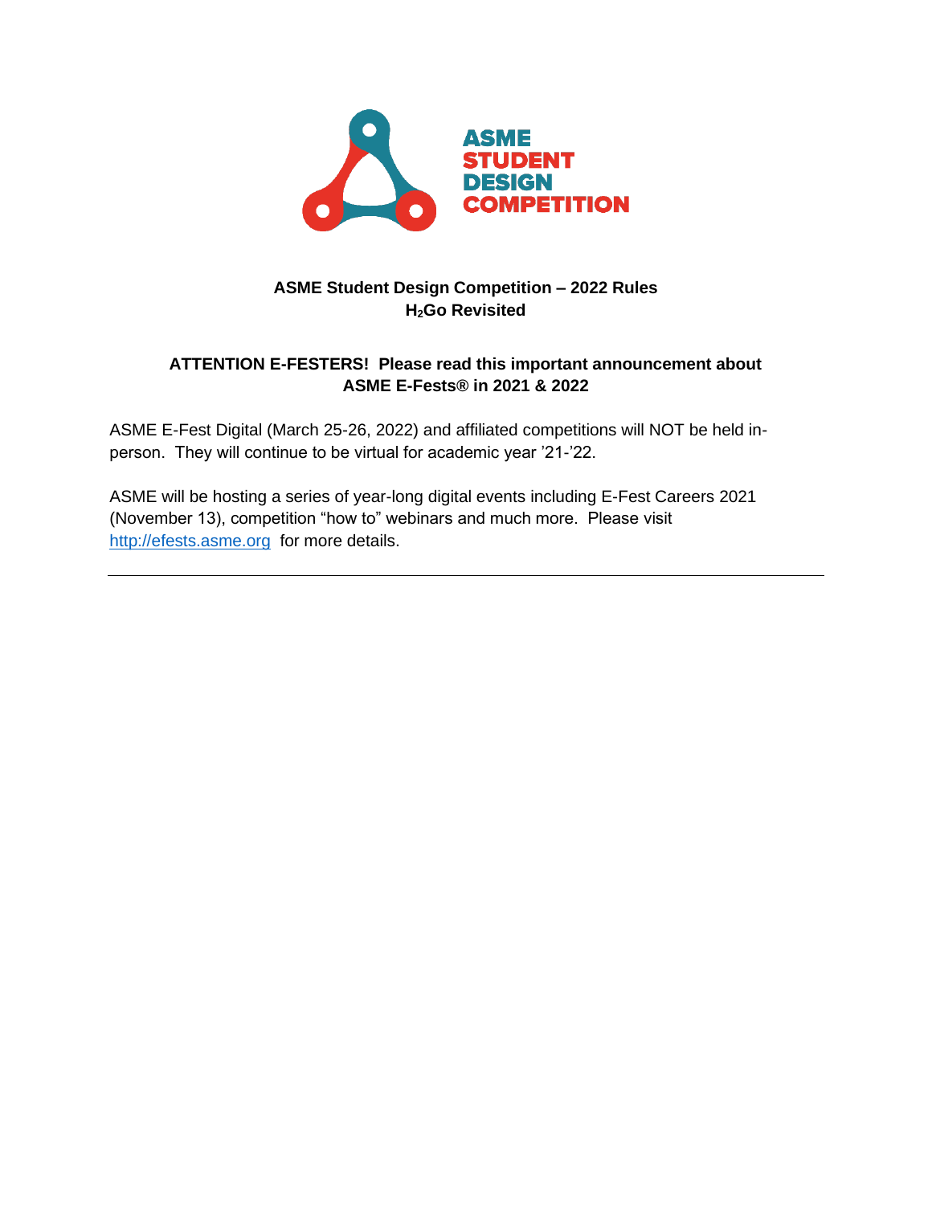ASME STUDENT DESIGN COMPETITION

# ASME Student Design Competition – 2022 Rules
## $H_2$Go Revisited

**ATTENTION E-FESTERS! Please read this important announcement about ASME E-Fests® in 2021 & 2022**

ASME E-Fest Digital (March 25-26, 2022) and affiliated competitions will NOT be held in-person. They will continue to be virtual for academic year '21-'22.

ASME will be hosting a series of year-long digital events including E-Fest Careers 2021 (November 13), competition "how to" webinars and much more. Please visit [http://efests.asme.org](http://efests.asme.org) for more details.

---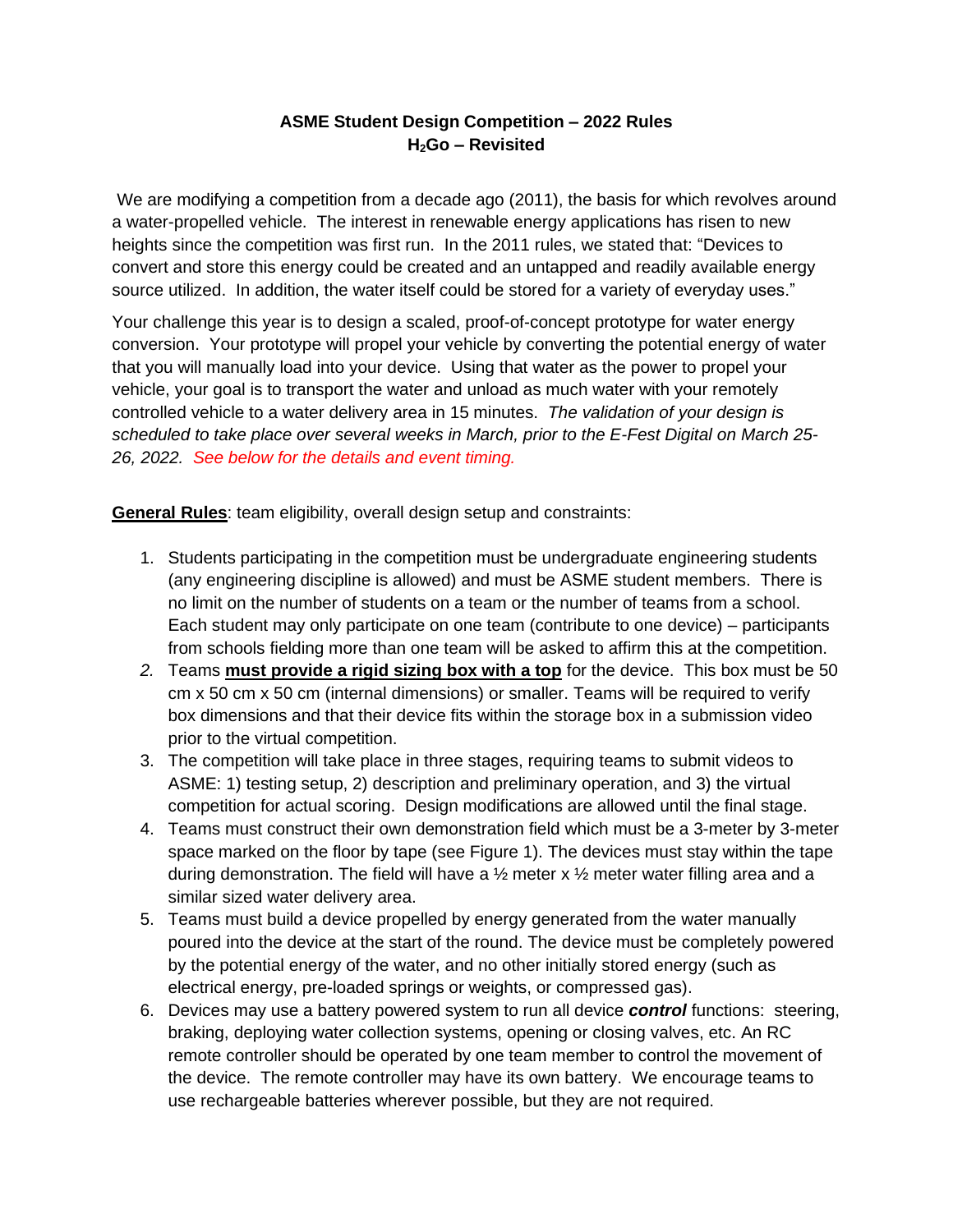**ASME Student Design Competition – 2022 Rules**
**$H_2$Go – Revisited**

We are modifying a competition from a decade ago (2011), the basis for which revolves around a water-propelled vehicle. The interest in renewable energy applications has risen to new heights since the competition was first run. In the 2011 rules, we stated that: "Devices to convert and store this energy could be created and an untapped and readily available energy source utilized. In addition, the water itself could be stored for a variety of everyday uses."

Your challenge this year is to design a scaled, proof-of-concept prototype for water energy conversion. Your prototype will propel your vehicle by converting the potential energy of water that you will manually load into your device. Using that water as the power to propel your vehicle, your goal is to transport the water and unload as much water with your remotely controlled vehicle to a water delivery area in 15 minutes. *The validation of your design is scheduled to take place over several weeks in March, prior to the E-Fest Digital on March 25-26, 2022. See below for the details and event timing.*

**General Rules**: team eligibility, overall design setup and constraints:

1. Students participating in the competition must be undergraduate engineering students (any engineering discipline is allowed) and must be ASME student members. There is no limit on the number of students on a team or the number of teams from a school. Each student may only participate on one team (contribute to one device) – participants from schools fielding more than one team will be asked to affirm this at the competition.
2. Teams **must provide a rigid sizing box with a top** for the device. This box must be 50 cm x 50 cm x 50 cm (internal dimensions) or smaller. Teams will be required to verify box dimensions and that their device fits within the storage box in a submission video prior to the virtual competition.
3. The competition will take place in three stages, requiring teams to submit videos to ASME: 1) testing setup, 2) description and preliminary operation, and 3) the virtual competition for actual scoring. Design modifications are allowed until the final stage.
4. Teams must construct their own demonstration field which must be a 3-meter by 3-meter space marked on the floor by tape (see Figure 1). The devices must stay within the tape during demonstration. The field will have a ½ meter x ½ meter water filling area and a similar sized water delivery area.
5. Teams must build a device propelled by energy generated from the water manually poured into the device at the start of the round. The device must be completely powered by the potential energy of the water, and no other initially stored energy (such as electrical energy, pre-loaded springs or weights, or compressed gas).
6. Devices may use a battery powered system to run all device ***control*** functions: steering, braking, deploying water collection systems, opening or closing valves, etc. An RC remote controller should be operated by one team member to control the movement of the device. The remote controller may have its own battery. We encourage teams to use rechargeable batteries wherever possible, but they are not required.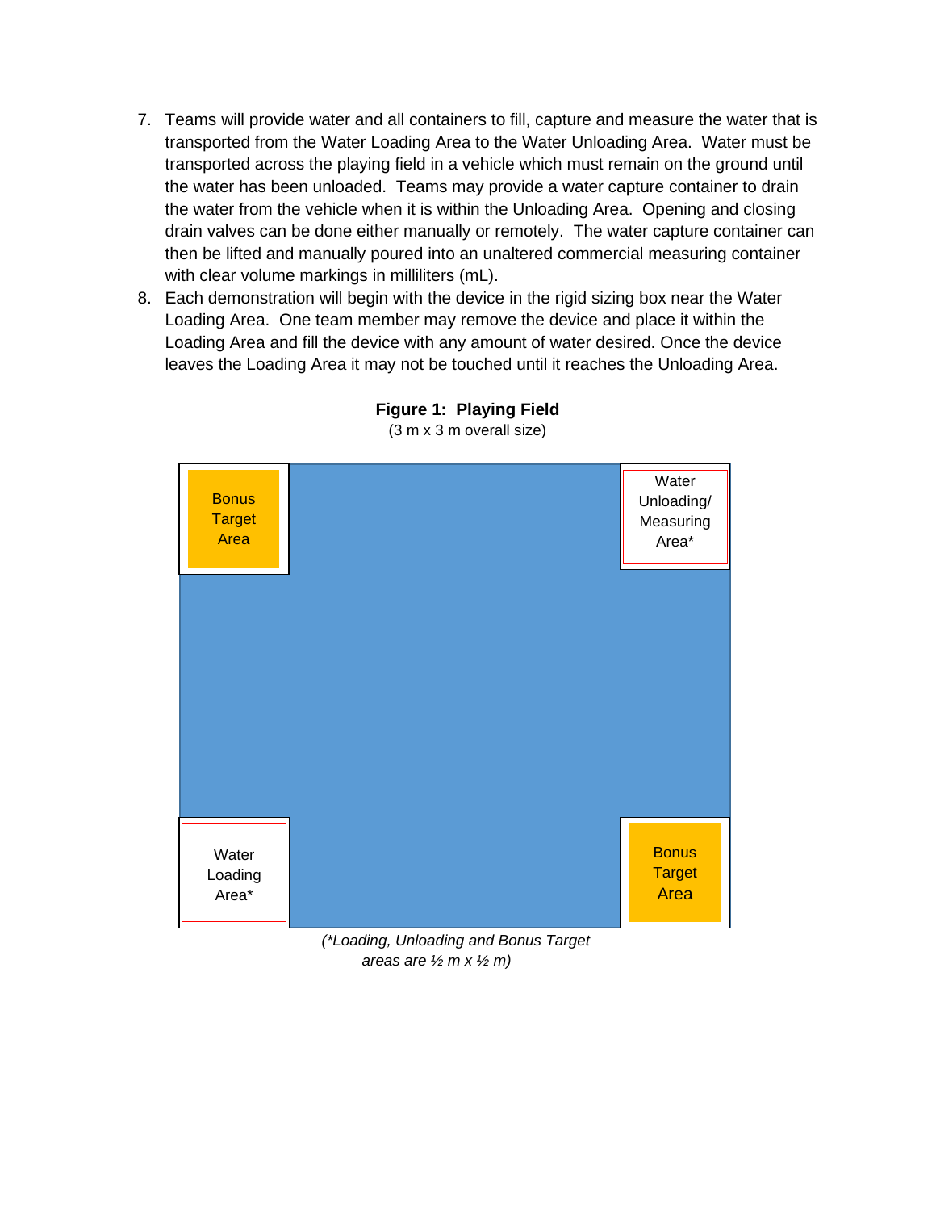7. Teams will provide water and all containers to fill, capture and measure the water that is transported from the Water Loading Area to the Water Unloading Area. Water must be transported across the playing field in a vehicle which must remain on the ground until the water has been unloaded. Teams may provide a water capture container to drain the water from the vehicle when it is within the Unloading Area. Opening and closing drain valves can be done either manually or remotely. The water capture container can then be lifted and manually poured into an unaltered commercial measuring container with clear volume markings in milliliters (mL).
8. Each demonstration will begin with the device in the rigid sizing box near the Water Loading Area. One team member may remove the device and place it within the Loading Area and fill the device with any amount of water desired. Once the device leaves the Loading Area it may not be touched until it reaches the Unloading Area.

**Figure 1: Playing Field**
(3 m x 3 m overall size)

| Bonus Target Area | | Water Unloading/ Measuring Area* |
|---|---|---|
| | | |
| Water Loading Area* | | Bonus Target Area |

*(\*Loading, Unloading and Bonus Target areas are ½ m x ½ m)*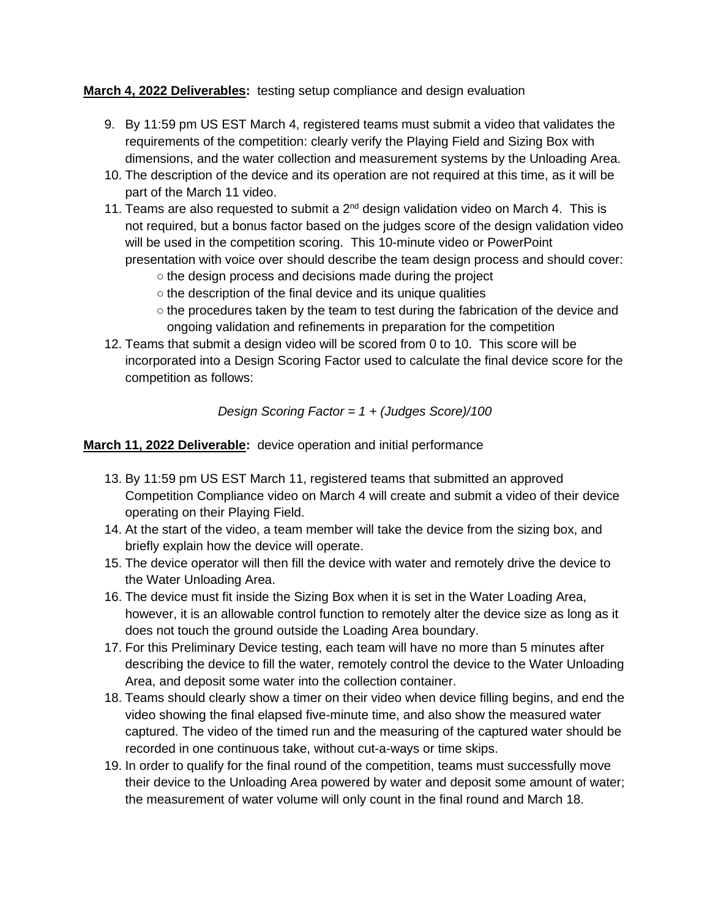**March 4, 2022 Deliverables:** testing setup compliance and design evaluation

9. By 11:59 pm US EST March 4, registered teams must submit a video that validates the requirements of the competition: clearly verify the Playing Field and Sizing Box with dimensions, and the water collection and measurement systems by the Unloading Area.
10. The description of the device and its operation are not required at this time, as it will be part of the March 11 video.
11. Teams are also requested to submit a 2nd design validation video on March 4. This is not required, but a bonus factor based on the judges score of the design validation video will be used in the competition scoring. This 10-minute video or PowerPoint presentation with voice over should describe the team design process and should cover:
    - the design process and decisions made during the project
    - the description of the final device and its unique qualities
    - the procedures taken by the team to test during the fabrication of the device and ongoing validation and refinements in preparation for the competition
12. Teams that submit a design video will be scored from 0 to 10. This score will be incorporated into a Design Scoring Factor used to calculate the final device score for the competition as follows:

*Design Scoring Factor = 1 + (Judges Score)/100*

**March 11, 2022 Deliverable:** device operation and initial performance

13. By 11:59 pm US EST March 11, registered teams that submitted an approved Competition Compliance video on March 4 will create and submit a video of their device operating on their Playing Field.
14. At the start of the video, a team member will take the device from the sizing box, and briefly explain how the device will operate.
15. The device operator will then fill the device with water and remotely drive the device to the Water Unloading Area.
16. The device must fit inside the Sizing Box when it is set in the Water Loading Area, however, it is an allowable control function to remotely alter the device size as long as it does not touch the ground outside the Loading Area boundary.
17. For this Preliminary Device testing, each team will have no more than 5 minutes after describing the device to fill the water, remotely control the device to the Water Unloading Area, and deposit some water into the collection container.
18. Teams should clearly show a timer on their video when device filling begins, and end the video showing the final elapsed five-minute time, and also show the measured water captured. The video of the timed run and the measuring of the captured water should be recorded in one continuous take, without cut-a-ways or time skips.
19. In order to qualify for the final round of the competition, teams must successfully move their device to the Unloading Area powered by water and deposit some amount of water; the measurement of water volume will only count in the final round and March 18.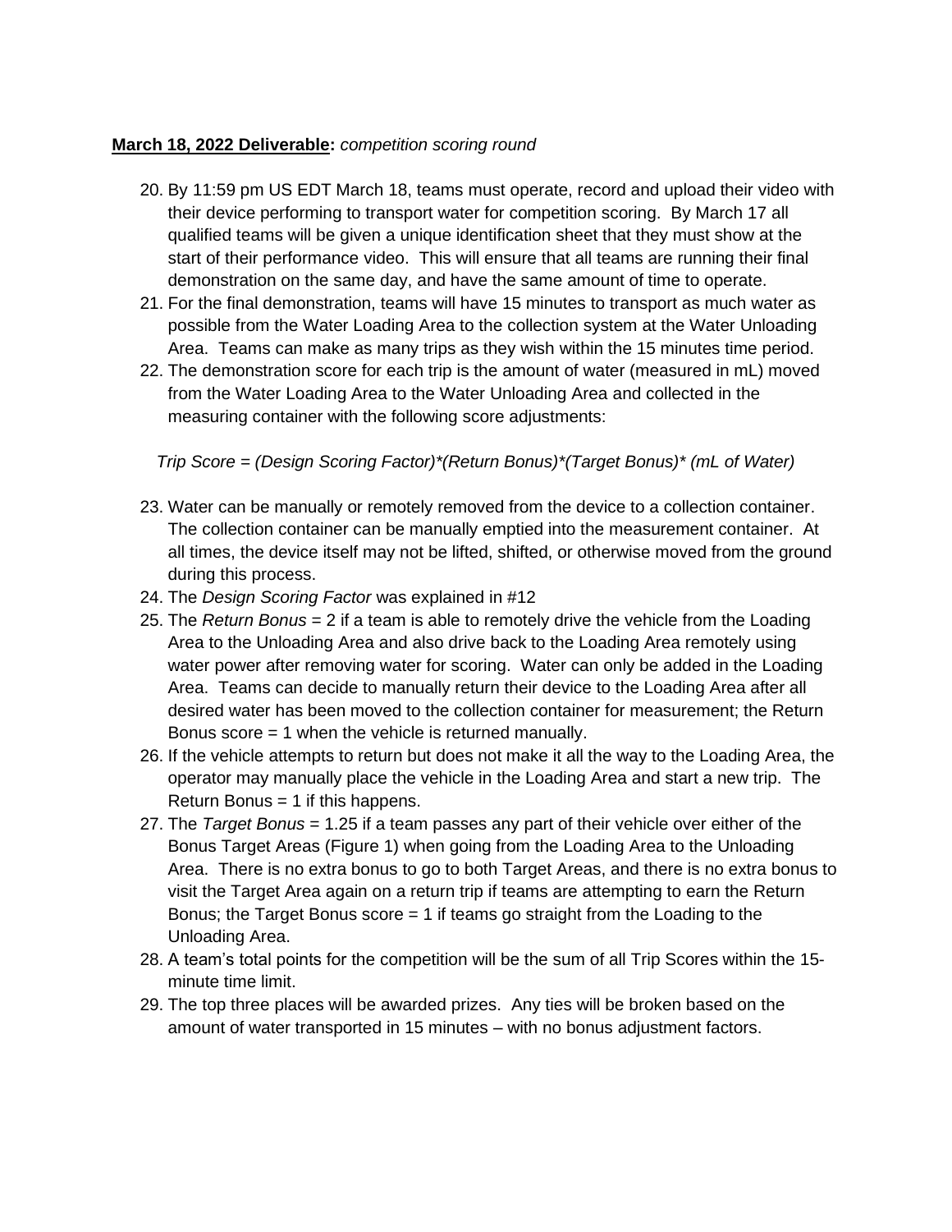**March 18, 2022 Deliverable:** *competition scoring round*

20. By 11:59 pm US EDT March 18, teams must operate, record and upload their video with their device performing to transport water for competition scoring. By March 17 all qualified teams will be given a unique identification sheet that they must show at the start of their performance video. This will ensure that all teams are running their final demonstration on the same day, and have the same amount of time to operate.
21. For the final demonstration, teams will have 15 minutes to transport as much water as possible from the Water Loading Area to the collection system at the Water Unloading Area. Teams can make as many trips as they wish within the 15 minutes time period.
22. The demonstration score for each trip is the amount of water (measured in mL) moved from the Water Loading Area to the Water Unloading Area and collected in the measuring container with the following score adjustments:

    *Trip Score = (Design Scoring Factor)*(Return Bonus)*(Target Bonus)* (mL of Water)*

23. Water can be manually or remotely removed from the device to a collection container. The collection container can be manually emptied into the measurement container. At all times, the device itself may not be lifted, shifted, or otherwise moved from the ground during this process.
24. The *Design Scoring Factor* was explained in #12
25. The *Return Bonus* = 2 if a team is able to remotely drive the vehicle from the Loading Area to the Unloading Area and also drive back to the Loading Area remotely using water power after removing water for scoring. Water can only be added in the Loading Area. Teams can decide to manually return their device to the Loading Area after all desired water has been moved to the collection container for measurement; the Return Bonus score = 1 when the vehicle is returned manually.
26. If the vehicle attempts to return but does not make it all the way to the Loading Area, the operator may manually place the vehicle in the Loading Area and start a new trip. The Return Bonus = 1 if this happens.
27. The *Target Bonus* = 1.25 if a team passes any part of their vehicle over either of the Bonus Target Areas (Figure 1) when going from the Loading Area to the Unloading Area. There is no extra bonus to go to both Target Areas, and there is no extra bonus to visit the Target Area again on a return trip if teams are attempting to earn the Return Bonus; the Target Bonus score = 1 if teams go straight from the Loading to the Unloading Area.
28. A team's total points for the competition will be the sum of all Trip Scores within the 15-minute time limit.
29. The top three places will be awarded prizes. Any ties will be broken based on the amount of water transported in 15 minutes – with no bonus adjustment factors.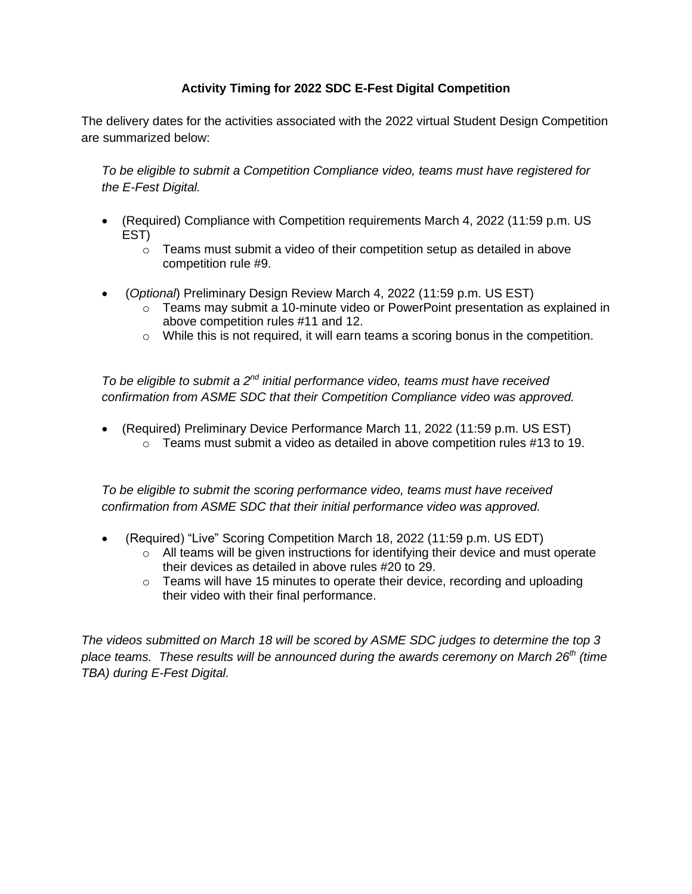**Activity Timing for 2022 SDC E-Fest Digital Competition**

The delivery dates for the activities associated with the 2022 virtual Student Design Competition are summarized below:

*To be eligible to submit a Competition Compliance video, teams must have registered for the E-Fest Digital.*

- (Required) Compliance with Competition requirements March 4, 2022 (11:59 p.m. US EST)
  - Teams must submit a video of their competition setup as detailed in above competition rule #9.

- (*Optional*) Preliminary Design Review March 4, 2022 (11:59 p.m. US EST)
  - Teams may submit a 10-minute video or PowerPoint presentation as explained in above competition rules #11 and 12.
  - While this is not required, it will earn teams a scoring bonus in the competition.

*To be eligible to submit a 2nd initial performance video, teams must have received confirmation from ASME SDC that their Competition Compliance video was approved.*

- (Required) Preliminary Device Performance March 11, 2022 (11:59 p.m. US EST)
  - Teams must submit a video as detailed in above competition rules #13 to 19.

*To be eligible to submit the scoring performance video, teams must have received confirmation from ASME SDC that their initial performance video was approved.*

- (Required) "Live" Scoring Competition March 18, 2022 (11:59 p.m. US EDT)
  - All teams will be given instructions for identifying their device and must operate their devices as detailed in above rules #20 to 29.
  - Teams will have 15 minutes to operate their device, recording and uploading their video with their final performance.

*The videos submitted on March 18 will be scored by ASME SDC judges to determine the top 3 place teams. These results will be announced during the awards ceremony on March 26th (time TBA) during E-Fest Digital.*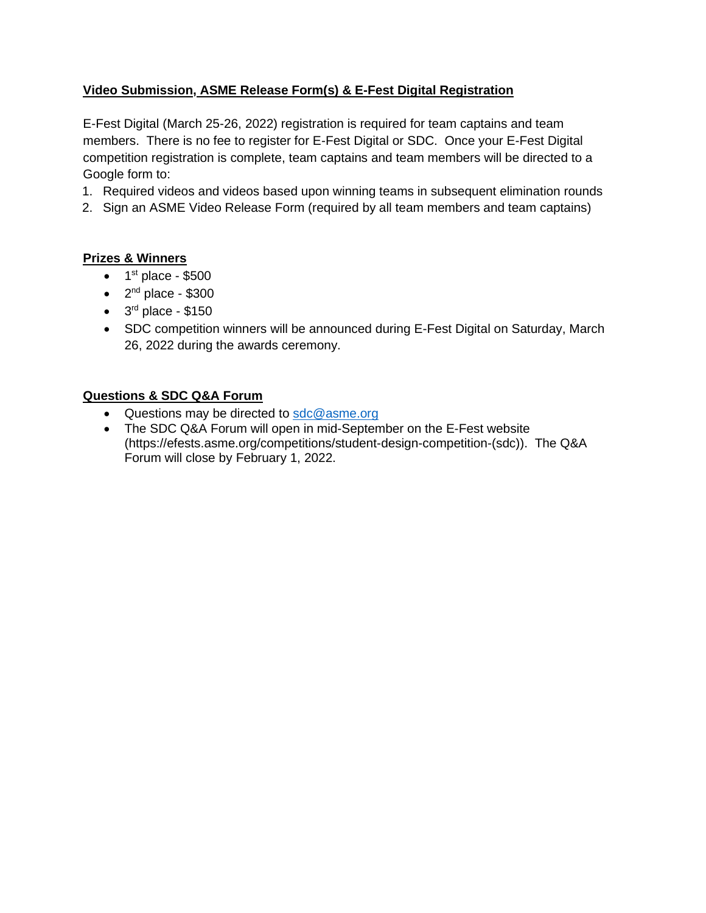## Video Submission, ASME Release Form(s) & E-Fest Digital Registration

E-Fest Digital (March 25-26, 2022) registration is required for team captains and team members. There is no fee to register for E-Fest Digital or SDC. Once your E-Fest Digital competition registration is complete, team captains and team members will be directed to a Google form to:

1. Required videos and videos based upon winning teams in subsequent elimination rounds
2. Sign an ASME Video Release Form (required by all team members and team captains)

## Prizes & Winners

- 1st place - $500
- 2nd place - $300
- 3rd place - $150
- SDC competition winners will be announced during E-Fest Digital on Saturday, March 26, 2022 during the awards ceremony.

## Questions & SDC Q&A Forum

- Questions may be directed to sdc@asme.org
- The SDC Q&A Forum will open in mid-September on the E-Fest website (https://efests.asme.org/competitions/student-design-competition-(sdc)). The Q&A Forum will close by February 1, 2022.